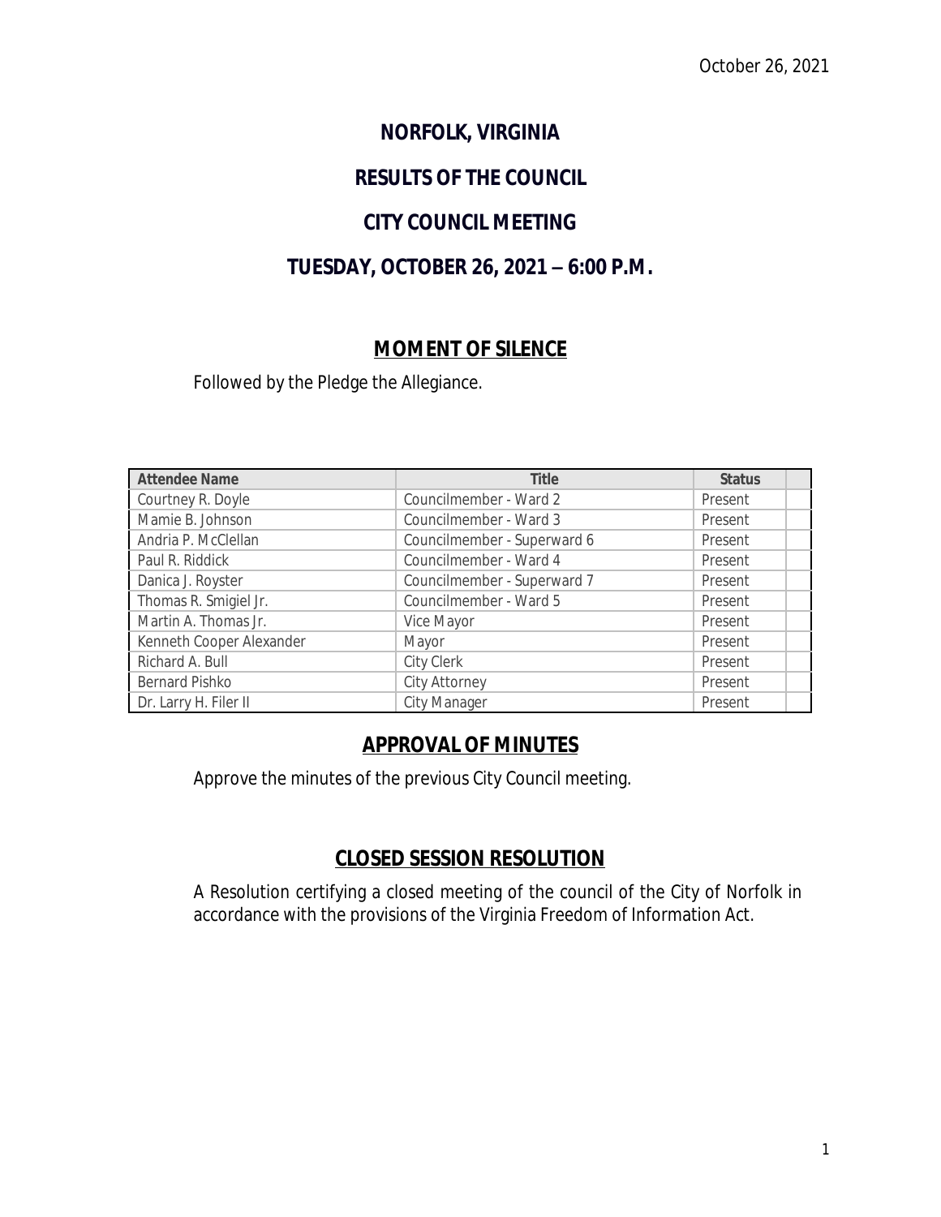October 26, 2021

# NORFOLK, VIRGINIA

# RESULTS OF THE COUNCIL

# CITY COUNCIL MEETING

# TUESDAY, OCTOBER 26, 2021 – 6:00 P.M.

## MOMENT OF SILENCE

Followed by the Pledge the Allegiance.

| Attendee Name | Title | Status | |
|---|---|---|---|
| Courtney R. Doyle | Councilmember - Ward 2 | Present | |
| Mamie B. Johnson | Councilmember - Ward 3 | Present | |
| Andria P. McClellan | Councilmember - Superward 6 | Present | |
| Paul R. Riddick | Councilmember - Ward 4 | Present | |
| Danica J. Royster | Councilmember - Superward 7 | Present | |
| Thomas R. Smigiel Jr. | Councilmember - Ward 5 | Present | |
| Martin A. Thomas Jr. | Vice Mayor | Present | |
| Kenneth Cooper Alexander | Mayor | Present | |
| Richard A. Bull | City Clerk | Present | |
| Bernard Pishko | City Attorney | Present | |
| Dr. Larry H. Filer II | City Manager | Present | |

## APPROVAL OF MINUTES

Approve the minutes of the previous City Council meeting.

## CLOSED SESSION RESOLUTION

A Resolution certifying a closed meeting of the council of the City of Norfolk in accordance with the provisions of the Virginia Freedom of Information Act.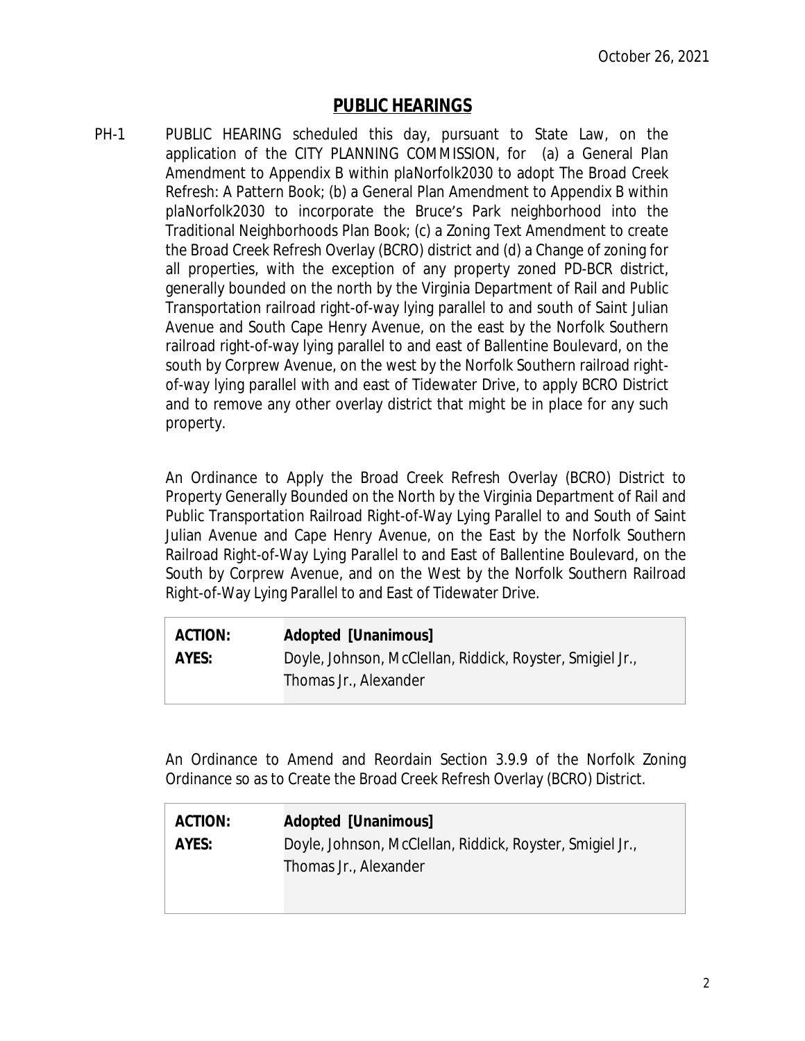October 26, 2021

## PUBLIC HEARINGS

PH-1 PUBLIC HEARING scheduled this day, pursuant to State Law, on the application of the CITY PLANNING COMMISSION, for (a) a General Plan Amendment to Appendix B within plaNorfolk2030 to adopt The Broad Creek Refresh: A Pattern Book; (b) a General Plan Amendment to Appendix B within plaNorfolk2030 to incorporate the Bruce's Park neighborhood into the Traditional Neighborhoods Plan Book; (c) a Zoning Text Amendment to create the Broad Creek Refresh Overlay (BCRO) district and (d) a Change of zoning for all properties, with the exception of any property zoned PD-BCR district, generally bounded on the north by the Virginia Department of Rail and Public Transportation railroad right-of-way lying parallel to and south of Saint Julian Avenue and South Cape Henry Avenue, on the east by the Norfolk Southern railroad right-of-way lying parallel to and east of Ballentine Boulevard, on the south by Corprew Avenue, on the west by the Norfolk Southern railroad right-of-way lying parallel with and east of Tidewater Drive, to apply BCRO District and to remove any other overlay district that might be in place for any such property.

An Ordinance to Apply the Broad Creek Refresh Overlay (BCRO) District to Property Generally Bounded on the North by the Virginia Department of Rail and Public Transportation Railroad Right-of-Way Lying Parallel to and South of Saint Julian Avenue and Cape Henry Avenue, on the East by the Norfolk Southern Railroad Right-of-Way Lying Parallel to and East of Ballentine Boulevard, on the South by Corprew Avenue, and on the West by the Norfolk Southern Railroad Right-of-Way Lying Parallel to and East of Tidewater Drive.

| | |
|---|---|
| **ACTION:** | **Adopted [Unanimous]** |
| **AYES:** | Doyle, Johnson, McClellan, Riddick, Royster, Smigiel Jr., Thomas Jr., Alexander |

An Ordinance to Amend and Reordain Section 3.9.9 of the Norfolk Zoning Ordinance so as to Create the Broad Creek Refresh Overlay (BCRO) District.

| | |
|---|---|
| **ACTION:** | **Adopted [Unanimous]** |
| **AYES:** | Doyle, Johnson, McClellan, Riddick, Royster, Smigiel Jr., Thomas Jr., Alexander |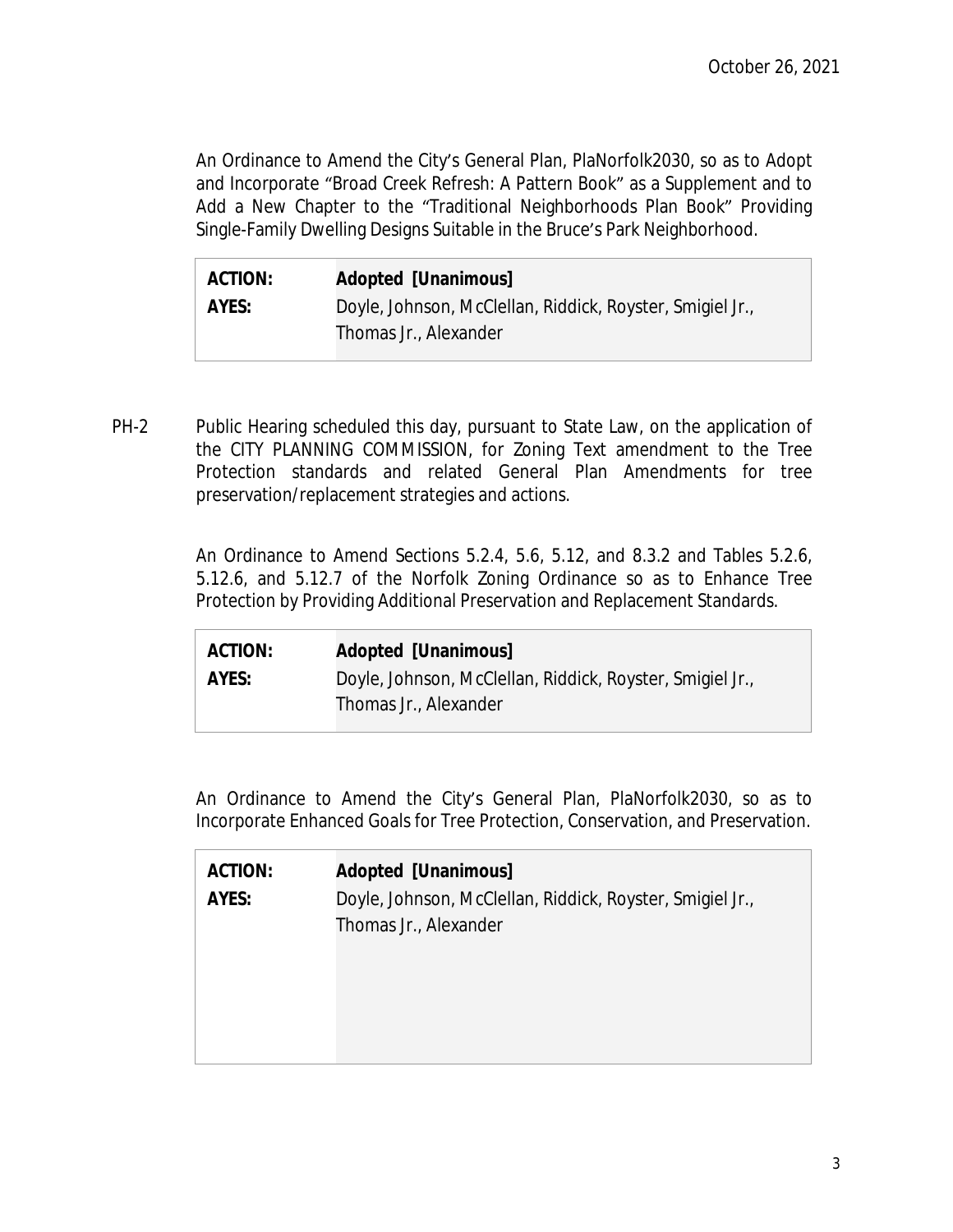October 26, 2021

An Ordinance to Amend the City's General Plan, PlaNorfolk2030, so as to Adopt and Incorporate "Broad Creek Refresh: A Pattern Book" as a Supplement and to Add a New Chapter to the "Traditional Neighborhoods Plan Book" Providing Single-Family Dwelling Designs Suitable in the Bruce's Park Neighborhood.

| | |
|---|---|
| **ACTION:** | **Adopted [Unanimous]** |
| **AYES:** | Doyle, Johnson, McClellan, Riddick, Royster, Smigiel Jr., Thomas Jr., Alexander |

PH-2 Public Hearing scheduled this day, pursuant to State Law, on the application of the CITY PLANNING COMMISSION, for Zoning Text amendment to the Tree Protection standards and related General Plan Amendments for tree preservation/replacement strategies and actions.

An Ordinance to Amend Sections 5.2.4, 5.6, 5.12, and 8.3.2 and Tables 5.2.6, 5.12.6, and 5.12.7 of the Norfolk Zoning Ordinance so as to Enhance Tree Protection by Providing Additional Preservation and Replacement Standards.

| | |
|---|---|
| **ACTION:** | **Adopted [Unanimous]** |
| **AYES:** | Doyle, Johnson, McClellan, Riddick, Royster, Smigiel Jr., Thomas Jr., Alexander |

An Ordinance to Amend the City's General Plan, PlaNorfolk2030, so as to Incorporate Enhanced Goals for Tree Protection, Conservation, and Preservation.

| | |
|---|---|
| **ACTION:** | **Adopted [Unanimous]** |
| **AYES:** | Doyle, Johnson, McClellan, Riddick, Royster, Smigiel Jr., Thomas Jr., Alexander |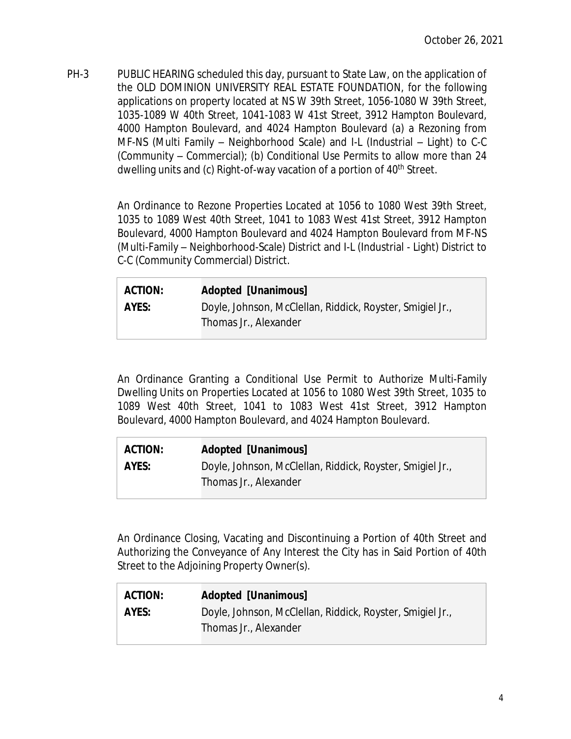PH-3 PUBLIC HEARING scheduled this day, pursuant to State Law, on the application of the OLD DOMINION UNIVERSITY REAL ESTATE FOUNDATION, for the following applications on property located at NS W 39th Street, 1056-1080 W 39th Street, 1035-1089 W 40th Street, 1041-1083 W 41st Street, 3912 Hampton Boulevard, 4000 Hampton Boulevard, and 4024 Hampton Boulevard (a) a Rezoning from MF-NS (Multi Family – Neighborhood Scale) and I-L (Industrial – Light) to C-C (Community – Commercial); (b) Conditional Use Permits to allow more than 24 dwelling units and (c) Right-of-way vacation of a portion of 40th Street.

An Ordinance to Rezone Properties Located at 1056 to 1080 West 39th Street, 1035 to 1089 West 40th Street, 1041 to 1083 West 41st Street, 3912 Hampton Boulevard, 4000 Hampton Boulevard and 4024 Hampton Boulevard from MF-NS (Multi-Family – Neighborhood-Scale) District and I-L (Industrial - Light) District to C-C (Community Commercial) District.

| **ACTION:** | **Adopted [Unanimous]** |
| --- | --- |
| **AYES:** | Doyle, Johnson, McClellan, Riddick, Royster, Smigiel Jr., Thomas Jr., Alexander |

An Ordinance Granting a Conditional Use Permit to Authorize Multi-Family Dwelling Units on Properties Located at 1056 to 1080 West 39th Street, 1035 to 1089 West 40th Street, 1041 to 1083 West 41st Street, 3912 Hampton Boulevard, 4000 Hampton Boulevard, and 4024 Hampton Boulevard.

| **ACTION:** | **Adopted [Unanimous]** |
| --- | --- |
| **AYES:** | Doyle, Johnson, McClellan, Riddick, Royster, Smigiel Jr., Thomas Jr., Alexander |

An Ordinance Closing, Vacating and Discontinuing a Portion of 40th Street and Authorizing the Conveyance of Any Interest the City has in Said Portion of 40th Street to the Adjoining Property Owner(s).

| **ACTION:** | **Adopted [Unanimous]** |
| --- | --- |
| **AYES:** | Doyle, Johnson, McClellan, Riddick, Royster, Smigiel Jr., Thomas Jr., Alexander |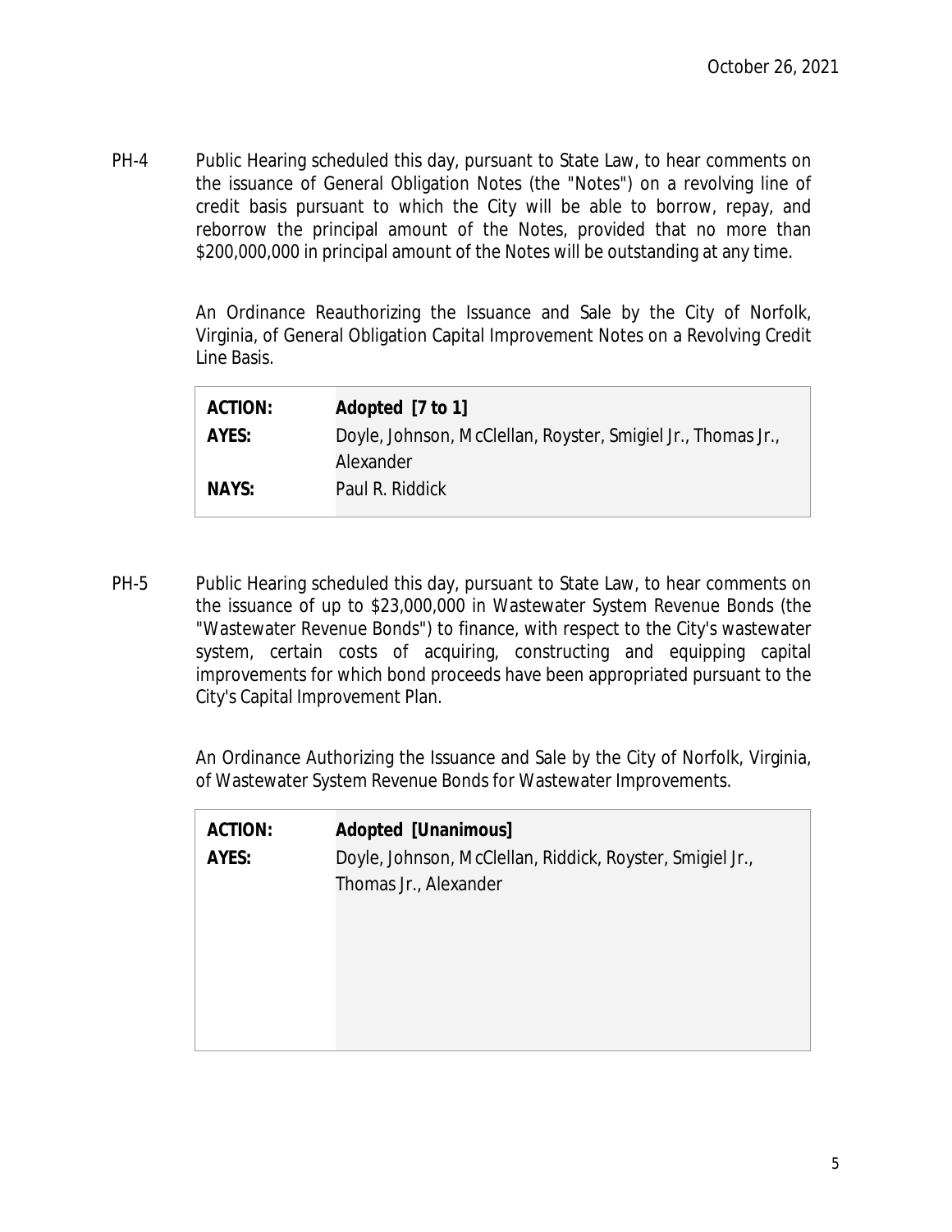October 26, 2021

PH-4 Public Hearing scheduled this day, pursuant to State Law, to hear comments on the issuance of General Obligation Notes (the "Notes") on a revolving line of credit basis pursuant to which the City will be able to borrow, repay, and reborrow the principal amount of the Notes, provided that no more than $200,000,000 in principal amount of the Notes will be outstanding at any time.

An Ordinance Reauthorizing the Issuance and Sale by the City of Norfolk, Virginia, of General Obligation Capital Improvement Notes on a Revolving Credit Line Basis.

| | |
|---|---|
| **ACTION:** | **Adopted [7 to 1]** |
| **AYES:** | Doyle, Johnson, McClellan, Royster, Smigiel Jr., Thomas Jr., Alexander |
| **NAYS:** | Paul R. Riddick |

PH-5 Public Hearing scheduled this day, pursuant to State Law, to hear comments on the issuance of up to $23,000,000 in Wastewater System Revenue Bonds (the "Wastewater Revenue Bonds") to finance, with respect to the City's wastewater system, certain costs of acquiring, constructing and equipping capital improvements for which bond proceeds have been appropriated pursuant to the City's Capital Improvement Plan.

An Ordinance Authorizing the Issuance and Sale by the City of Norfolk, Virginia, of Wastewater System Revenue Bonds for Wastewater Improvements.

| | |
|---|---|
| **ACTION:** | **Adopted [Unanimous]** |
| **AYES:** | Doyle, Johnson, McClellan, Riddick, Royster, Smigiel Jr., Thomas Jr., Alexander |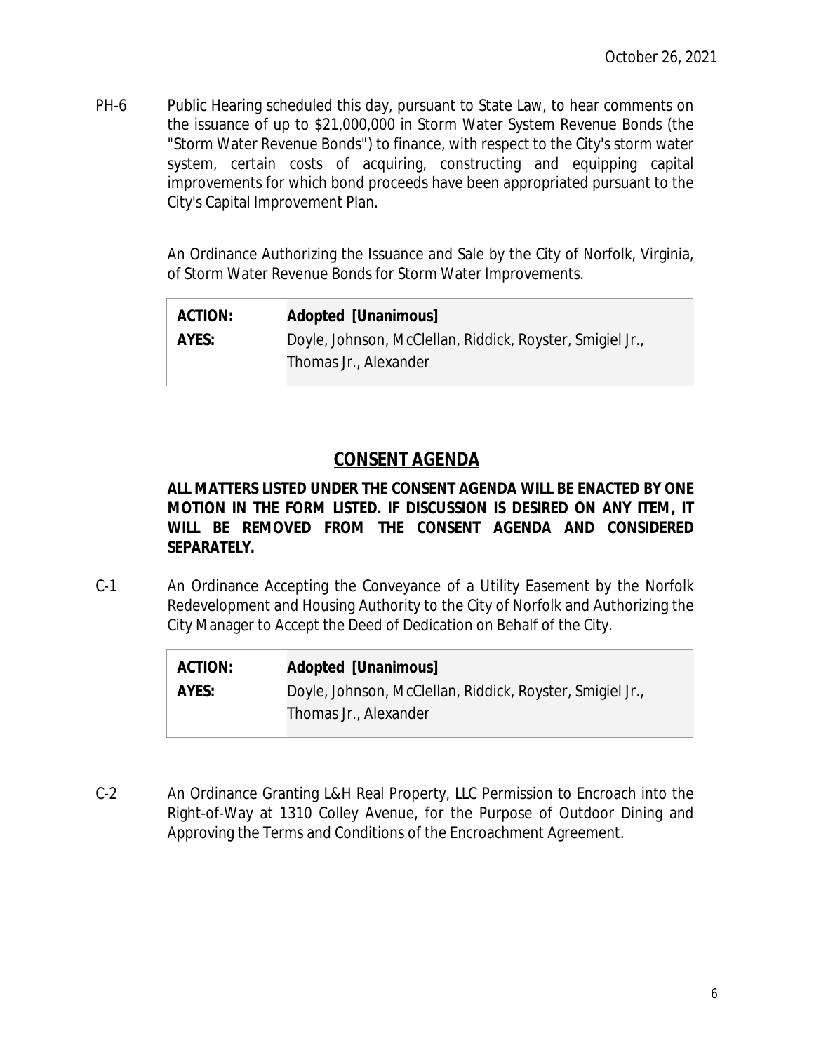October 26, 2021

PH-6 Public Hearing scheduled this day, pursuant to State Law, to hear comments on the issuance of up to $21,000,000 in Storm Water System Revenue Bonds (the "Storm Water Revenue Bonds") to finance, with respect to the City's storm water system, certain costs of acquiring, constructing and equipping capital improvements for which bond proceeds have been appropriated pursuant to the City's Capital Improvement Plan.

An Ordinance Authorizing the Issuance and Sale by the City of Norfolk, Virginia, of Storm Water Revenue Bonds for Storm Water Improvements.

| | |
|---|---|
| **ACTION:** | **Adopted [Unanimous]** |
| **AYES:** | Doyle, Johnson, McClellan, Riddick, Royster, Smigiel Jr., Thomas Jr., Alexander |

## CONSENT AGENDA

**ALL MATTERS LISTED UNDER THE CONSENT AGENDA WILL BE ENACTED BY ONE MOTION IN THE FORM LISTED. IF DISCUSSION IS DESIRED ON ANY ITEM, IT WILL BE REMOVED FROM THE CONSENT AGENDA AND CONSIDERED SEPARATELY.**

C-1 An Ordinance Accepting the Conveyance of a Utility Easement by the Norfolk Redevelopment and Housing Authority to the City of Norfolk and Authorizing the City Manager to Accept the Deed of Dedication on Behalf of the City.

| | |
|---|---|
| **ACTION:** | **Adopted [Unanimous]** |
| **AYES:** | Doyle, Johnson, McClellan, Riddick, Royster, Smigiel Jr., Thomas Jr., Alexander |

C-2 An Ordinance Granting L&H Real Property, LLC Permission to Encroach into the Right-of-Way at 1310 Colley Avenue, for the Purpose of Outdoor Dining and Approving the Terms and Conditions of the Encroachment Agreement.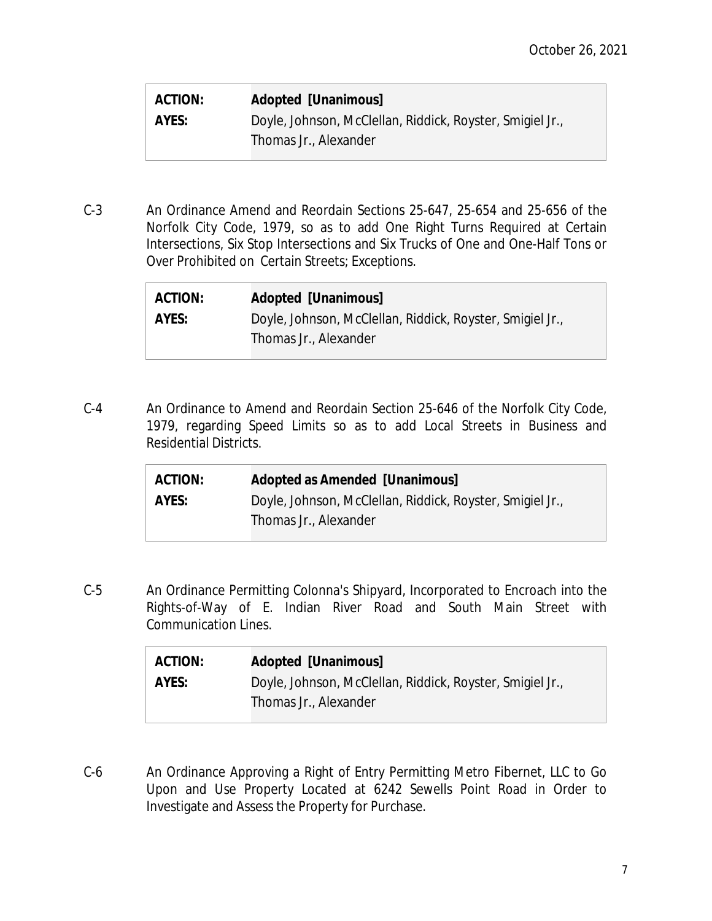| | |
|---|---|
| **ACTION:** | **Adopted [Unanimous]** |
| **AYES:** | Doyle, Johnson, McClellan, Riddick, Royster, Smigiel Jr., Thomas Jr., Alexander |

C-3 An Ordinance Amend and Reordain Sections 25-647, 25-654 and 25-656 of the Norfolk City Code, 1979, so as to add One Right Turns Required at Certain Intersections, Six Stop Intersections and Six Trucks of One and One-Half Tons or Over Prohibited on Certain Streets; Exceptions.

| | |
|---|---|
| **ACTION:** | **Adopted [Unanimous]** |
| **AYES:** | Doyle, Johnson, McClellan, Riddick, Royster, Smigiel Jr., Thomas Jr., Alexander |

C-4 An Ordinance to Amend and Reordain Section 25-646 of the Norfolk City Code, 1979, regarding Speed Limits so as to add Local Streets in Business and Residential Districts.

| | |
|---|---|
| **ACTION:** | **Adopted as Amended [Unanimous]** |
| **AYES:** | Doyle, Johnson, McClellan, Riddick, Royster, Smigiel Jr., Thomas Jr., Alexander |

C-5 An Ordinance Permitting Colonna's Shipyard, Incorporated to Encroach into the Rights-of-Way of E. Indian River Road and South Main Street with Communication Lines.

| | |
|---|---|
| **ACTION:** | **Adopted [Unanimous]** |
| **AYES:** | Doyle, Johnson, McClellan, Riddick, Royster, Smigiel Jr., Thomas Jr., Alexander |

C-6 An Ordinance Approving a Right of Entry Permitting Metro Fibernet, LLC to Go Upon and Use Property Located at 6242 Sewells Point Road in Order to Investigate and Assess the Property for Purchase.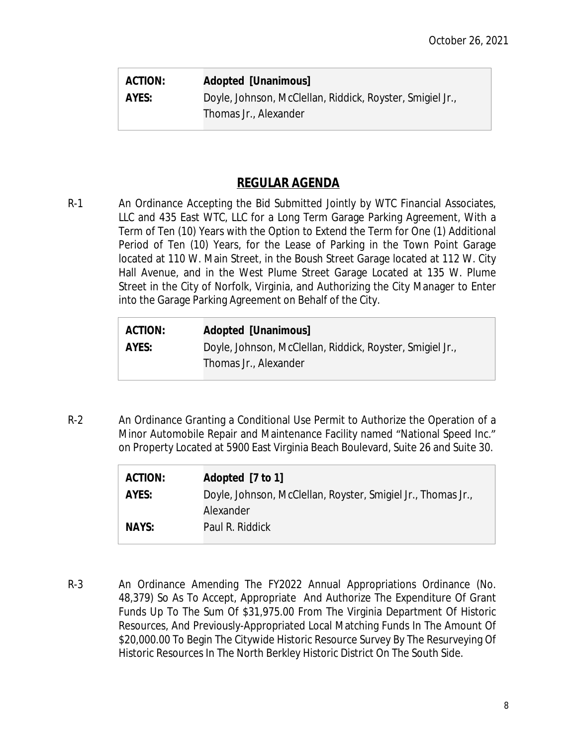October 26, 2021

| | |
|---|---|
| **ACTION:** | **Adopted [Unanimous]** |
| **AYES:** | Doyle, Johnson, McClellan, Riddick, Royster, Smigiel Jr., Thomas Jr., Alexander |

## REGULAR AGENDA

R-1 An Ordinance Accepting the Bid Submitted Jointly by WTC Financial Associates, LLC and 435 East WTC, LLC for a Long Term Garage Parking Agreement, With a Term of Ten (10) Years with the Option to Extend the Term for One (1) Additional Period of Ten (10) Years, for the Lease of Parking in the Town Point Garage located at 110 W. Main Street, in the Boush Street Garage located at 112 W. City Hall Avenue, and in the West Plume Street Garage Located at 135 W. Plume Street in the City of Norfolk, Virginia, and Authorizing the City Manager to Enter into the Garage Parking Agreement on Behalf of the City.

| | |
|---|---|
| **ACTION:** | **Adopted [Unanimous]** |
| **AYES:** | Doyle, Johnson, McClellan, Riddick, Royster, Smigiel Jr., Thomas Jr., Alexander |

R-2 An Ordinance Granting a Conditional Use Permit to Authorize the Operation of a Minor Automobile Repair and Maintenance Facility named "National Speed Inc." on Property Located at 5900 East Virginia Beach Boulevard, Suite 26 and Suite 30.

| | |
|---|---|
| **ACTION:** | **Adopted [7 to 1]** |
| **AYES:** | Doyle, Johnson, McClellan, Royster, Smigiel Jr., Thomas Jr., Alexander |
| **NAYS:** | Paul R. Riddick |

R-3 An Ordinance Amending The FY2022 Annual Appropriations Ordinance (No. 48,379) So As To Accept, Appropriate And Authorize The Expenditure Of Grant Funds Up To The Sum Of $31,975.00 From The Virginia Department Of Historic Resources, And Previously-Appropriated Local Matching Funds In The Amount Of $20,000.00 To Begin The Citywide Historic Resource Survey By The Resurveying Of Historic Resources In The North Berkley Historic District On The South Side.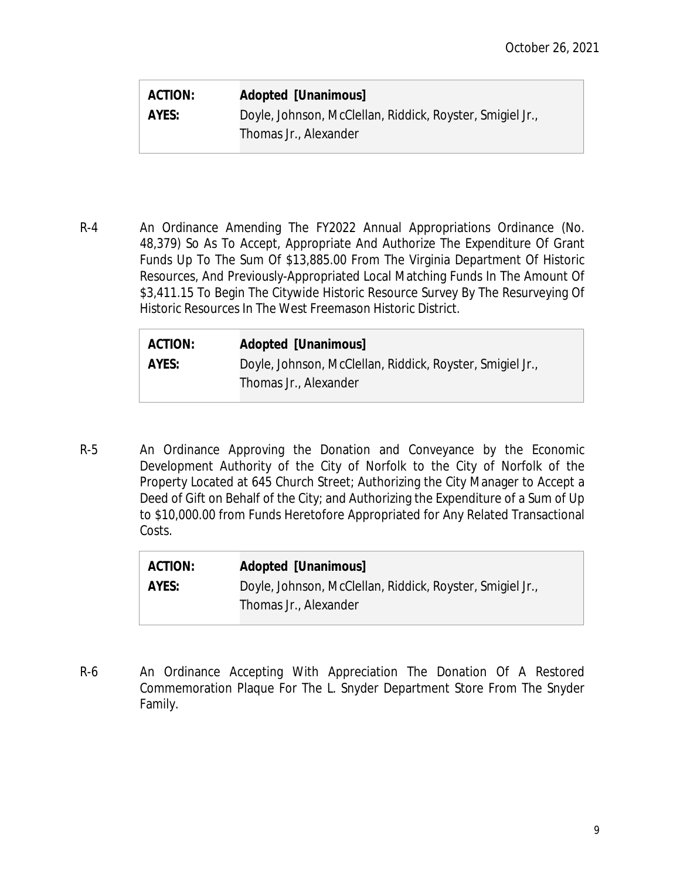| **ACTION:** | **Adopted [Unanimous]** |
|---|---|
| **AYES:** | Doyle, Johnson, McClellan, Riddick, Royster, Smigiel Jr., Thomas Jr., Alexander |

R-4 An Ordinance Amending The FY2022 Annual Appropriations Ordinance (No. 48,379) So As To Accept, Appropriate And Authorize The Expenditure Of Grant Funds Up To The Sum Of $13,885.00 From The Virginia Department Of Historic Resources, And Previously-Appropriated Local Matching Funds In The Amount Of $3,411.15 To Begin The Citywide Historic Resource Survey By The Resurveying Of Historic Resources In The West Freemason Historic District.

| **ACTION:** | **Adopted [Unanimous]** |
|---|---|
| **AYES:** | Doyle, Johnson, McClellan, Riddick, Royster, Smigiel Jr., Thomas Jr., Alexander |

R-5 An Ordinance Approving the Donation and Conveyance by the Economic Development Authority of the City of Norfolk to the City of Norfolk of the Property Located at 645 Church Street; Authorizing the City Manager to Accept a Deed of Gift on Behalf of the City; and Authorizing the Expenditure of a Sum of Up to $10,000.00 from Funds Heretofore Appropriated for Any Related Transactional Costs.

| **ACTION:** | **Adopted [Unanimous]** |
|---|---|
| **AYES:** | Doyle, Johnson, McClellan, Riddick, Royster, Smigiel Jr., Thomas Jr., Alexander |

R-6 An Ordinance Accepting With Appreciation The Donation Of A Restored Commemoration Plaque For The L. Snyder Department Store From The Snyder Family.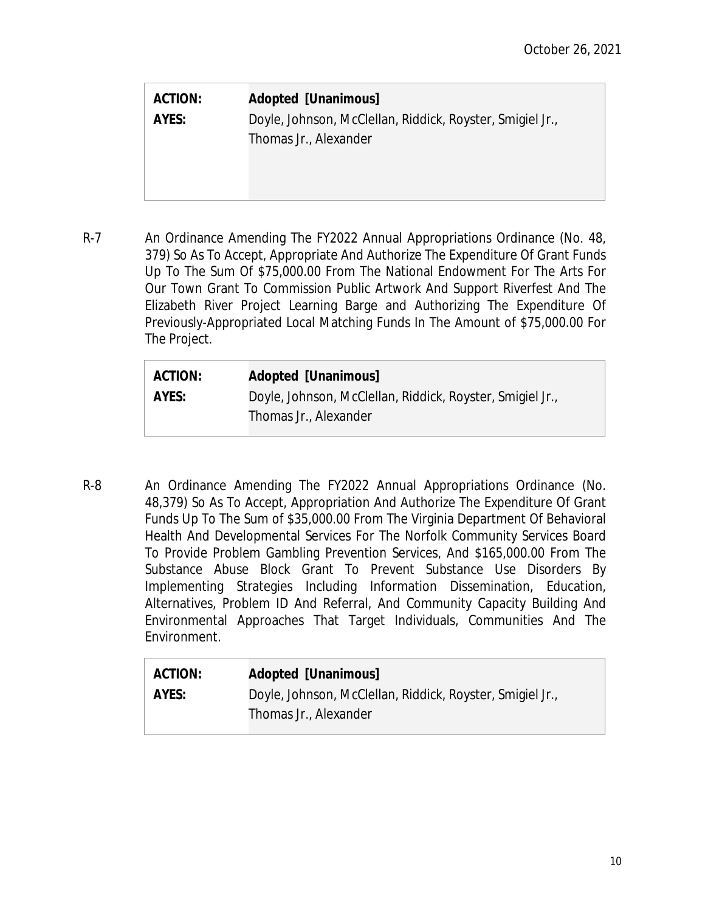| | |
|---|---|
| **ACTION:** | **Adopted [Unanimous]** |
| **AYES:** | Doyle, Johnson, McClellan, Riddick, Royster, Smigiel Jr., Thomas Jr., Alexander |

R-7 An Ordinance Amending The FY2022 Annual Appropriations Ordinance (No. 48, 379) So As To Accept, Appropriate And Authorize The Expenditure Of Grant Funds Up To The Sum Of $75,000.00 From The National Endowment For The Arts For Our Town Grant To Commission Public Artwork And Support Riverfest And The Elizabeth River Project Learning Barge and Authorizing The Expenditure Of Previously-Appropriated Local Matching Funds In The Amount of $75,000.00 For The Project.

| | |
|---|---|
| **ACTION:** | **Adopted [Unanimous]** |
| **AYES:** | Doyle, Johnson, McClellan, Riddick, Royster, Smigiel Jr., Thomas Jr., Alexander |

R-8 An Ordinance Amending The FY2022 Annual Appropriations Ordinance (No. 48,379) So As To Accept, Appropriation And Authorize The Expenditure Of Grant Funds Up To The Sum of $35,000.00 From The Virginia Department Of Behavioral Health And Developmental Services For The Norfolk Community Services Board To Provide Problem Gambling Prevention Services, And $165,000.00 From The Substance Abuse Block Grant To Prevent Substance Use Disorders By Implementing Strategies Including Information Dissemination, Education, Alternatives, Problem ID And Referral, And Community Capacity Building And Environmental Approaches That Target Individuals, Communities And The Environment.

| | |
|---|---|
| **ACTION:** | **Adopted [Unanimous]** |
| **AYES:** | Doyle, Johnson, McClellan, Riddick, Royster, Smigiel Jr., Thomas Jr., Alexander |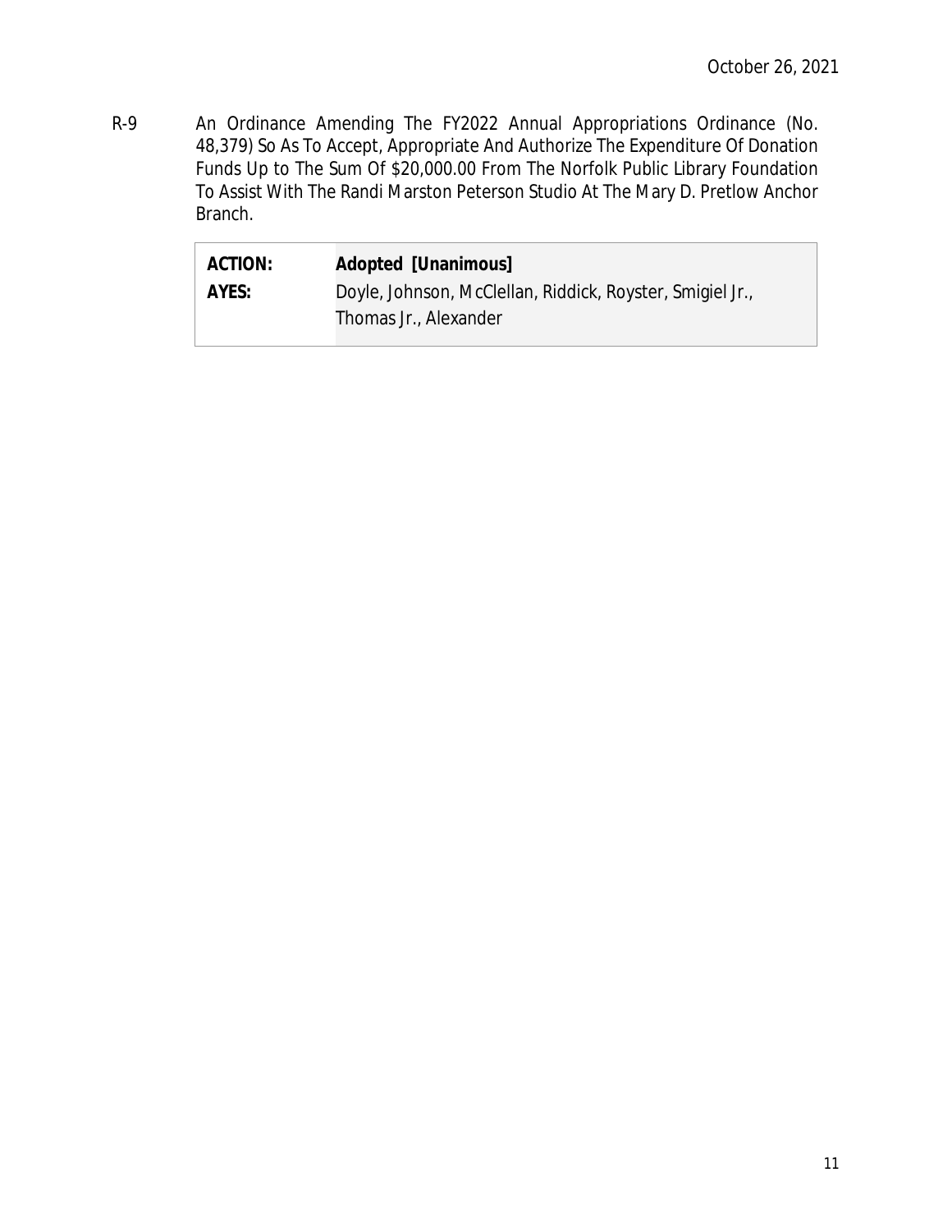October 26, 2021

R-9 An Ordinance Amending The FY2022 Annual Appropriations Ordinance (No. 48,379) So As To Accept, Appropriate And Authorize The Expenditure Of Donation Funds Up to The Sum Of $20,000.00 From The Norfolk Public Library Foundation To Assist With The Randi Marston Peterson Studio At The Mary D. Pretlow Anchor Branch.

| | |
|---|---|
| **ACTION:** | **Adopted [Unanimous]** |
| **AYES:** | Doyle, Johnson, McClellan, Riddick, Royster, Smigiel Jr., Thomas Jr., Alexander |